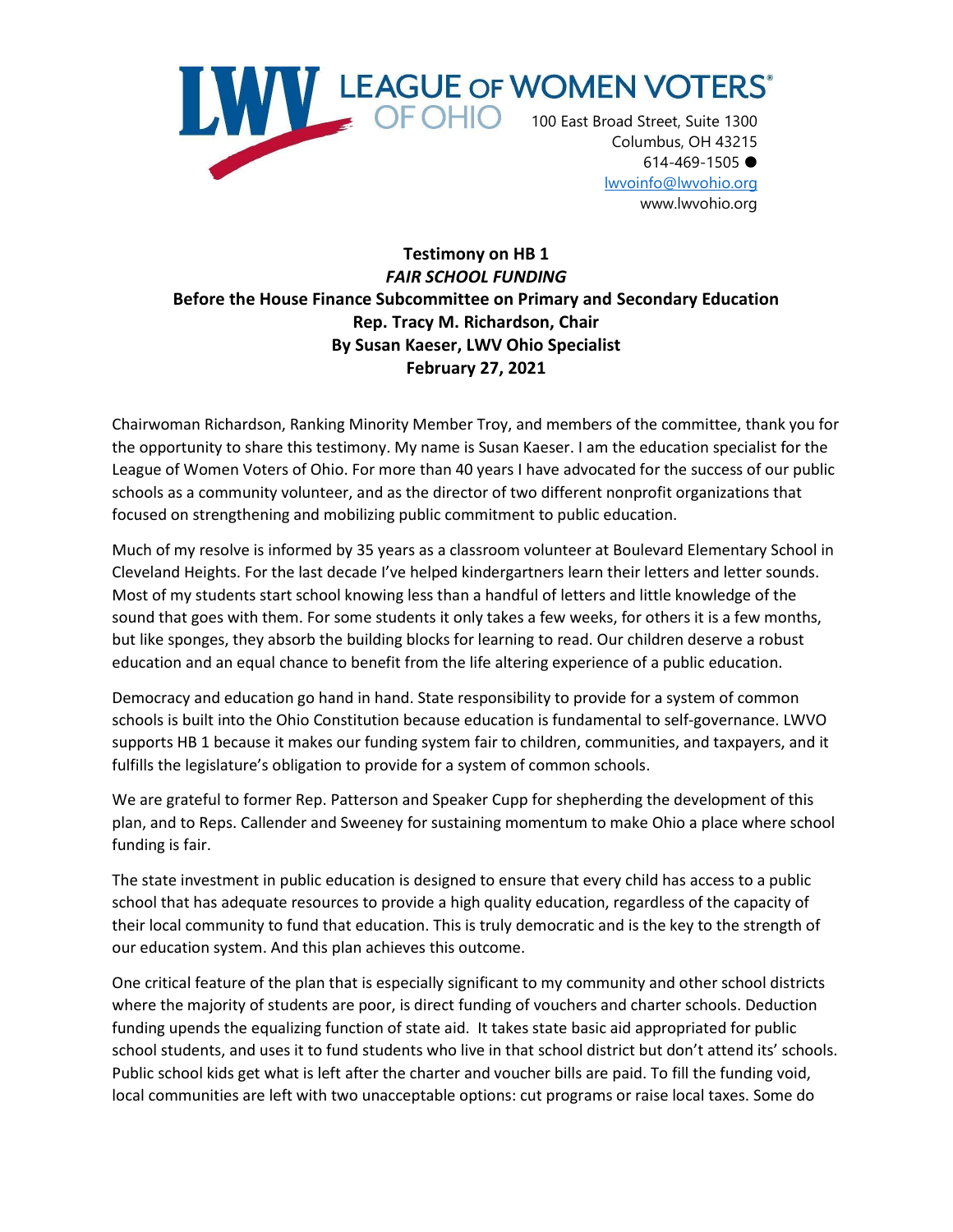LEAGUE OF WOMEN VOTERS® OF OHIO

100 East Broad Street, Suite 1300
Columbus, OH 43215
614-469-1505 ●
lwvoinfo@lwvohio.org
www.lwvohio.org

**Testimony on HB 1**
***FAIR SCHOOL FUNDING***
**Before the House Finance Subcommittee on Primary and Secondary Education**
**Rep. Tracy M. Richardson, Chair**
**By Susan Kaeser, LWV Ohio Specialist**
**February 27, 2021**

Chairwoman Richardson, Ranking Minority Member Troy, and members of the committee, thank you for the opportunity to share this testimony. My name is Susan Kaeser. I am the education specialist for the League of Women Voters of Ohio. For more than 40 years I have advocated for the success of our public schools as a community volunteer, and as the director of two different nonprofit organizations that focused on strengthening and mobilizing public commitment to public education.

Much of my resolve is informed by 35 years as a classroom volunteer at Boulevard Elementary School in Cleveland Heights. For the last decade I've helped kindergartners learn their letters and letter sounds. Most of my students start school knowing less than a handful of letters and little knowledge of the sound that goes with them. For some students it only takes a few weeks, for others it is a few months, but like sponges, they absorb the building blocks for learning to read. Our children deserve a robust education and an equal chance to benefit from the life altering experience of a public education.

Democracy and education go hand in hand. State responsibility to provide for a system of common schools is built into the Ohio Constitution because education is fundamental to self-governance. LWVO supports HB 1 because it makes our funding system fair to children, communities, and taxpayers, and it fulfills the legislature's obligation to provide for a system of common schools.

We are grateful to former Rep. Patterson and Speaker Cupp for shepherding the development of this plan, and to Reps. Callender and Sweeney for sustaining momentum to make Ohio a place where school funding is fair.

The state investment in public education is designed to ensure that every child has access to a public school that has adequate resources to provide a high quality education, regardless of the capacity of their local community to fund that education. This is truly democratic and is the key to the strength of our education system. And this plan achieves this outcome.

One critical feature of the plan that is especially significant to my community and other school districts where the majority of students are poor, is direct funding of vouchers and charter schools. Deduction funding upends the equalizing function of state aid. It takes state basic aid appropriated for public school students, and uses it to fund students who live in that school district but don't attend its' schools. Public school kids get what is left after the charter and voucher bills are paid. To fill the funding void, local communities are left with two unacceptable options: cut programs or raise local taxes. Some do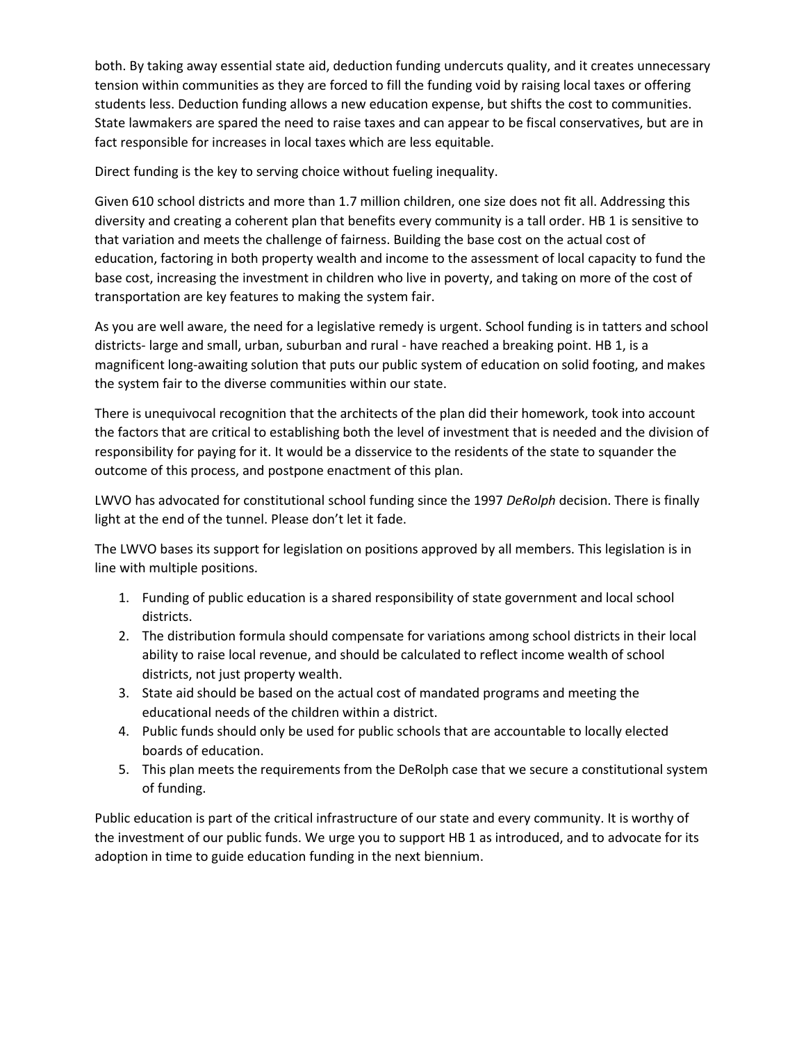both. By taking away essential state aid, deduction funding undercuts quality, and it creates unnecessary tension within communities as they are forced to fill the funding void by raising local taxes or offering students less. Deduction funding allows a new education expense, but shifts the cost to communities. State lawmakers are spared the need to raise taxes and can appear to be fiscal conservatives, but are in fact responsible for increases in local taxes which are less equitable.

Direct funding is the key to serving choice without fueling inequality.

Given 610 school districts and more than 1.7 million children, one size does not fit all. Addressing this diversity and creating a coherent plan that benefits every community is a tall order. HB 1 is sensitive to that variation and meets the challenge of fairness. Building the base cost on the actual cost of education, factoring in both property wealth and income to the assessment of local capacity to fund the base cost, increasing the investment in children who live in poverty, and taking on more of the cost of transportation are key features to making the system fair.

As you are well aware, the need for a legislative remedy is urgent. School funding is in tatters and school districts- large and small, urban, suburban and rural - have reached a breaking point. HB 1, is a magnificent long-awaiting solution that puts our public system of education on solid footing, and makes the system fair to the diverse communities within our state.

There is unequivocal recognition that the architects of the plan did their homework, took into account the factors that are critical to establishing both the level of investment that is needed and the division of responsibility for paying for it. It would be a disservice to the residents of the state to squander the outcome of this process, and postpone enactment of this plan.

LWVO has advocated for constitutional school funding since the 1997 *DeRolph* decision. There is finally light at the end of the tunnel. Please don't let it fade.

The LWVO bases its support for legislation on positions approved by all members. This legislation is in line with multiple positions.

1. Funding of public education is a shared responsibility of state government and local school districts.
2. The distribution formula should compensate for variations among school districts in their local ability to raise local revenue, and should be calculated to reflect income wealth of school districts, not just property wealth.
3. State aid should be based on the actual cost of mandated programs and meeting the educational needs of the children within a district.
4. Public funds should only be used for public schools that are accountable to locally elected boards of education.
5. This plan meets the requirements from the DeRolph case that we secure a constitutional system of funding.

Public education is part of the critical infrastructure of our state and every community. It is worthy of the investment of our public funds. We urge you to support HB 1 as introduced, and to advocate for its adoption in time to guide education funding in the next biennium.